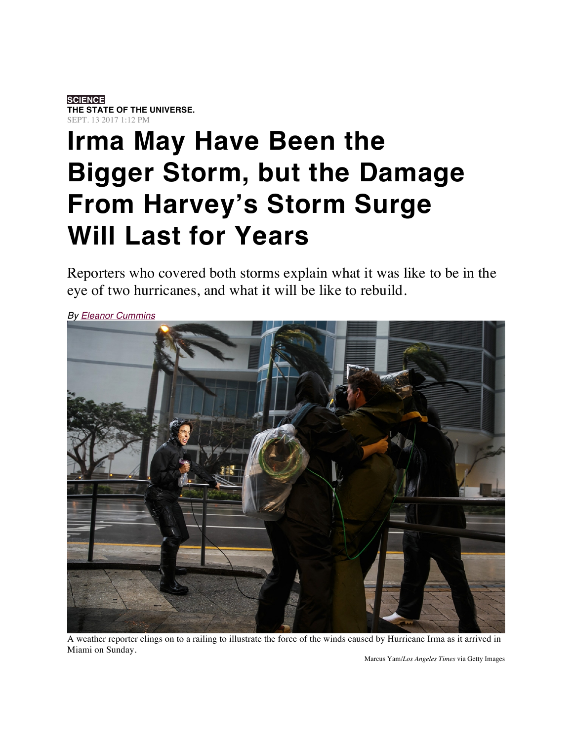**SCIENCE**

**THE STATE OF THE UNIVERSE.**

SEPT. 13 2017 1:12 PM

# Irma May Have Been the Bigger Storm, but the Damage From Harvey's Storm Surge Will Last for Years

Reporters who covered both storms explain what it was like to be in the eye of two hurricanes, and what it will be like to rebuild.

*By Eleanor Cummins*

A weather reporter clings on to a railing to illustrate the force of the winds caused by Hurricane Irma as it arrived in Miami on Sunday.

Marcus Yam/*Los Angeles Times* via Getty Images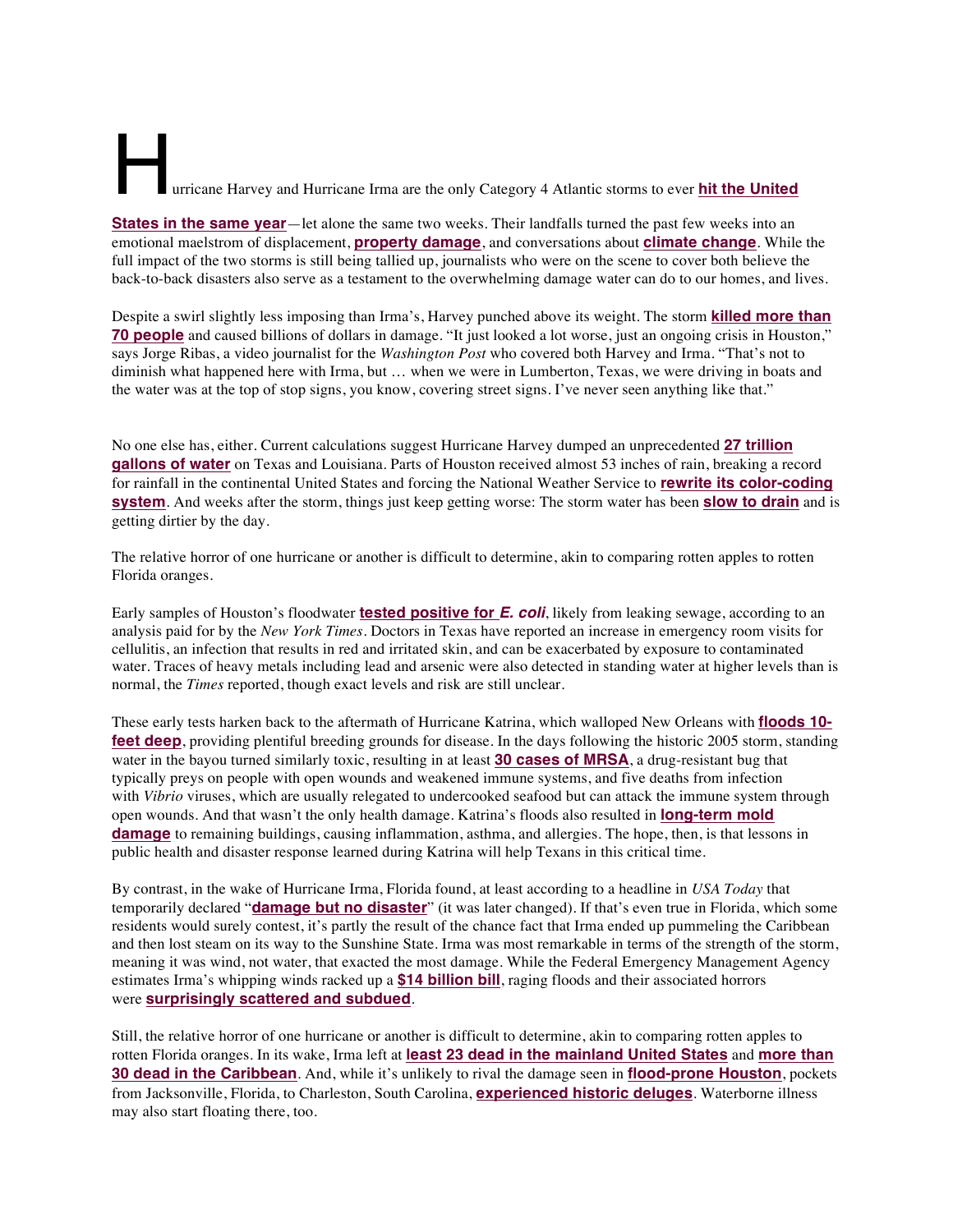Hurricane Harvey and Hurricane Irma are the only Category 4 Atlantic storms to ever **hit the United States in the same year**—let alone the same two weeks. Their landfalls turned the past few weeks into an emotional maelstrom of displacement, **property damage**, and conversations about **climate change**. While the full impact of the two storms is still being tallied up, journalists who were on the scene to cover both believe the back-to-back disasters also serve as a testament to the overwhelming damage water can do to our homes, and lives.

Despite a swirl slightly less imposing than Irma's, Harvey punched above its weight. The storm **killed more than 70 people** and caused billions of dollars in damage. "It just looked a lot worse, just an ongoing crisis in Houston," says Jorge Ribas, a video journalist for the *Washington Post* who covered both Harvey and Irma. "That's not to diminish what happened here with Irma, but … when we were in Lumberton, Texas, we were driving in boats and the water was at the top of stop signs, you know, covering street signs. I've never seen anything like that."

No one else has, either. Current calculations suggest Hurricane Harvey dumped an unprecedented **27 trillion gallons of water** on Texas and Louisiana. Parts of Houston received almost 53 inches of rain, breaking a record for rainfall in the continental United States and forcing the National Weather Service to **rewrite its color-coding system**. And weeks after the storm, things just keep getting worse: The storm water has been **slow to drain** and is getting dirtier by the day.

The relative horror of one hurricane or another is difficult to determine, akin to comparing rotten apples to rotten Florida oranges.

Early samples of Houston's floodwater **tested positive for *E. coli***, likely from leaking sewage, according to an analysis paid for by the *New York Times*. Doctors in Texas have reported an increase in emergency room visits for cellulitis, an infection that results in red and irritated skin, and can be exacerbated by exposure to contaminated water. Traces of heavy metals including lead and arsenic were also detected in standing water at higher levels than is normal, the *Times* reported, though exact levels and risk are still unclear.

These early tests harken back to the aftermath of Hurricane Katrina, which walloped New Orleans with **floods 10-feet deep**, providing plentiful breeding grounds for disease. In the days following the historic 2005 storm, standing water in the bayou turned similarly toxic, resulting in at least **30 cases of MRSA**, a drug-resistant bug that typically preys on people with open wounds and weakened immune systems, and five deaths from infection with *Vibrio* viruses, which are usually relegated to undercooked seafood but can attack the immune system through open wounds. And that wasn't the only health damage. Katrina's floods also resulted in **long-term mold damage** to remaining buildings, causing inflammation, asthma, and allergies. The hope, then, is that lessons in public health and disaster response learned during Katrina will help Texans in this critical time.

By contrast, in the wake of Hurricane Irma, Florida found, at least according to a headline in *USA Today* that temporarily declared "**damage but no disaster**" (it was later changed). If that's even true in Florida, which some residents would surely contest, it's partly the result of the chance fact that Irma ended up pummeling the Caribbean and then lost steam on its way to the Sunshine State. Irma was most remarkable in terms of the strength of the storm, meaning it was wind, not water, that exacted the most damage. While the Federal Emergency Management Agency estimates Irma's whipping winds racked up a **$14 billion bill**, raging floods and their associated horrors were **surprisingly scattered and subdued**.

Still, the relative horror of one hurricane or another is difficult to determine, akin to comparing rotten apples to rotten Florida oranges. In its wake, Irma left at **least 23 dead in the mainland United States** and **more than 30 dead in the Caribbean**. And, while it's unlikely to rival the damage seen in **flood-prone Houston**, pockets from Jacksonville, Florida, to Charleston, South Carolina, **experienced historic deluges**. Waterborne illness may also start floating there, too.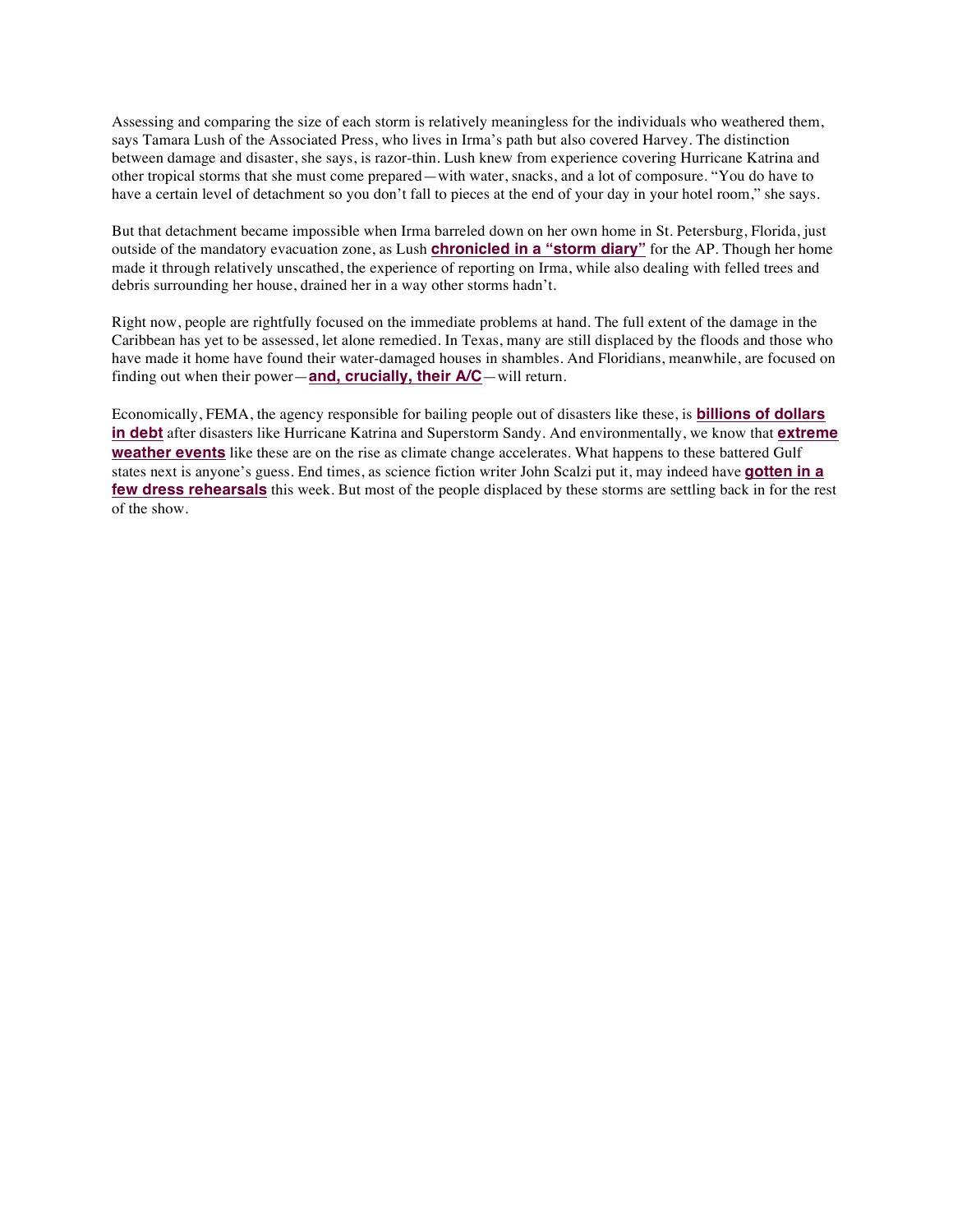Assessing and comparing the size of each storm is relatively meaningless for the individuals who weathered them, says Tamara Lush of the Associated Press, who lives in Irma's path but also covered Harvey. The distinction between damage and disaster, she says, is razor-thin. Lush knew from experience covering Hurricane Katrina and other tropical storms that she must come prepared—with water, snacks, and a lot of composure. "You do have to have a certain level of detachment so you don't fall to pieces at the end of your day in your hotel room," she says.

But that detachment became impossible when Irma barreled down on her own home in St. Petersburg, Florida, just outside of the mandatory evacuation zone, as Lush **chronicled in a "storm diary"** for the AP. Though her home made it through relatively unscathed, the experience of reporting on Irma, while also dealing with felled trees and debris surrounding her house, drained her in a way other storms hadn't.

Right now, people are rightfully focused on the immediate problems at hand. The full extent of the damage in the Caribbean has yet to be assessed, let alone remedied. In Texas, many are still displaced by the floods and those who have made it home have found their water-damaged houses in shambles. And Floridians, meanwhile, are focused on finding out when their power—**and, crucially, their A/C**—will return.

Economically, FEMA, the agency responsible for bailing people out of disasters like these, is **billions of dollars in debt** after disasters like Hurricane Katrina and Superstorm Sandy. And environmentally, we know that **extreme weather events** like these are on the rise as climate change accelerates. What happens to these battered Gulf states next is anyone's guess. End times, as science fiction writer John Scalzi put it, may indeed have **gotten in a few dress rehearsals** this week. But most of the people displaced by these storms are settling back in for the rest of the show.